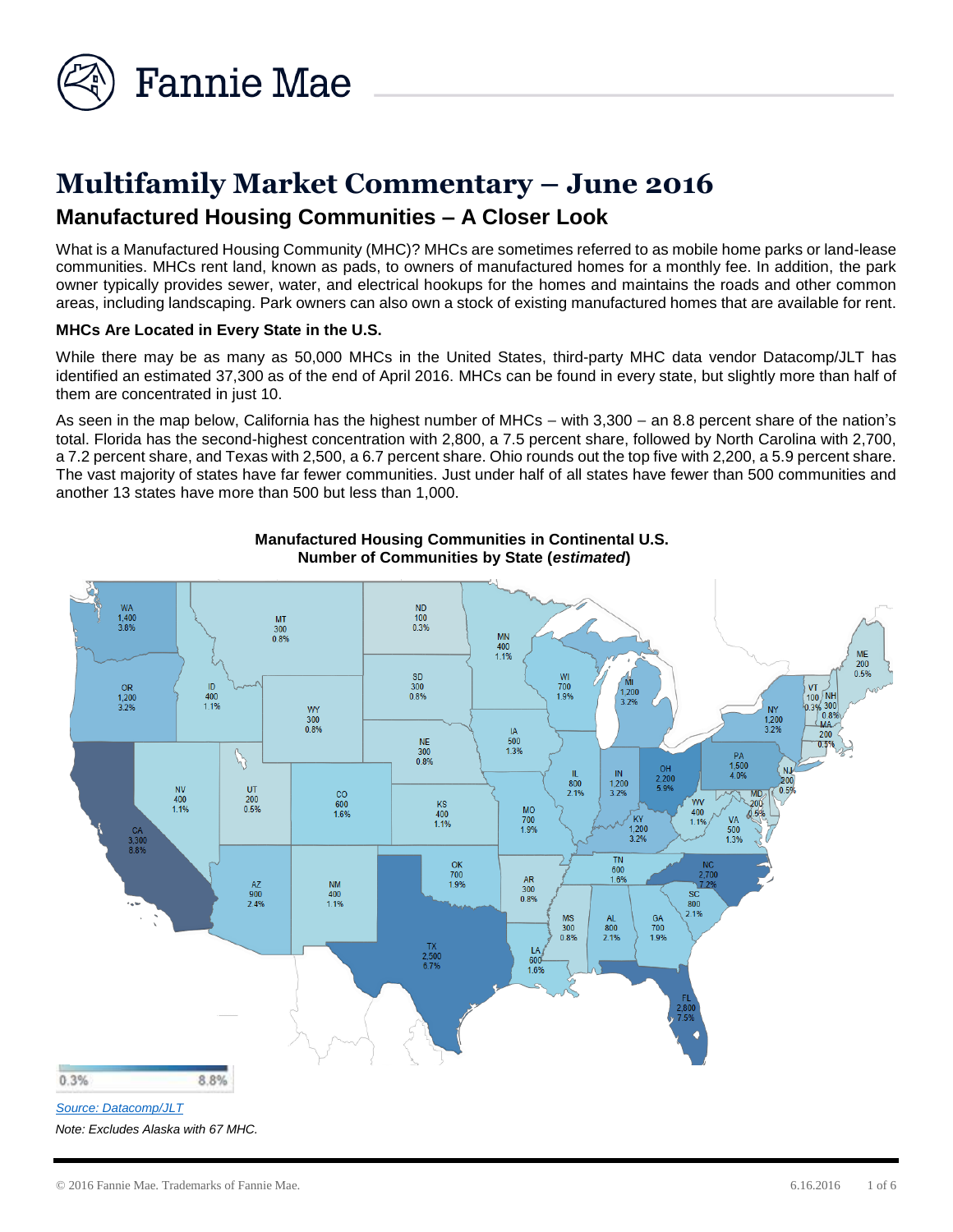# Multifamily Market Commentary – June 2016

## Manufactured Housing Communities – A Closer Look

What is a Manufactured Housing Community (MHC)? MHCs are sometimes referred to as mobile home parks or land-lease communities. MHCs rent land, known as pads, to owners of manufactured homes for a monthly fee. In addition, the park owner typically provides sewer, water, and electrical hookups for the homes and maintains the roads and other common areas, including landscaping. Park owners can also own a stock of existing manufactured homes that are available for rent.

### MHCs Are Located in Every State in the U.S.

While there may be as many as 50,000 MHCs in the United States, third-party MHC data vendor Datacomp/JLT has identified an estimated 37,300 as of the end of April 2016. MHCs can be found in every state, but slightly more than half of them are concentrated in just 10.

As seen in the map below, California has the highest number of MHCs – with 3,300 – an 8.8 percent share of the nation's total. Florida has the second-highest concentration with 2,800, a 7.5 percent share, followed by North Carolina with 2,700, a 7.2 percent share, and Texas with 2,500, a 6.7 percent share. Ohio rounds out the top five with 2,200, a 5.9 percent share. The vast majority of states have far fewer communities. Just under half of all states have fewer than 500 communities and another 13 states have more than 500 but less than 1,000.

**Manufactured Housing Communities in Continental U.S.**
**Number of Communities by State (*estimated*)**

| State | Communities | Share |
|---|---|---|
| WA | 1,400 | 3.8% |
| OR | 1,200 | 3.2% |
| CA | 3,300 | 8.8% |
| ID | 400 | 1.1% |
| NV | 400 | 1.1% |
| MT | 300 | 0.8% |
| WY | 300 | 0.8% |
| UT | 200 | 0.5% |
| AZ | 900 | 2.4% |
| CO | 600 | 1.6% |
| NM | 400 | 1.1% |
| ND | 100 | 0.3% |
| SD | 300 | 0.8% |
| NE | 300 | 0.8% |
| KS | 400 | 1.1% |
| OK | 700 | 1.9% |
| TX | 2,500 | 6.7% |
| MN | 400 | 1.1% |
| IA | 500 | 1.3% |
| MO | 700 | 1.9% |
| AR | 300 | 0.8% |
| LA | 600 | 1.6% |
| WI | 700 | 1.9% |
| IL | 800 | 2.1% |
| MI | 1,200 | 3.2% |
| IN | 1,200 | 3.2% |
| OH | 2,200 | 5.9% |
| KY | 1,200 | 3.2% |
| TN | 600 | 1.6% |
| MS | 300 | 0.8% |
| AL | 800 | 2.1% |
| GA | 700 | 1.9% |
| FL | 2,800 | 7.5% |
| SC | 800 | 2.1% |
| NC | 2,700 | 7.2% |
| VA | 500 | 1.3% |
| WV | 400 | 1.1% |
| MD | 200 | 0.5% |
| PA | 1,500 | 4.0% |
| NJ | 200 | 0.5% |
| NY | 1,200 | 3.2% |
| VT | 100 | 0.3% |
| NH | 300 | 0.8% |
| MA | 200 | 0.5% |
| ME | 200 | 0.5% |

Scale: 0.3% – 8.8%

*Source: Datacomp/JLT*

*Note: Excludes Alaska with 67 MHC.*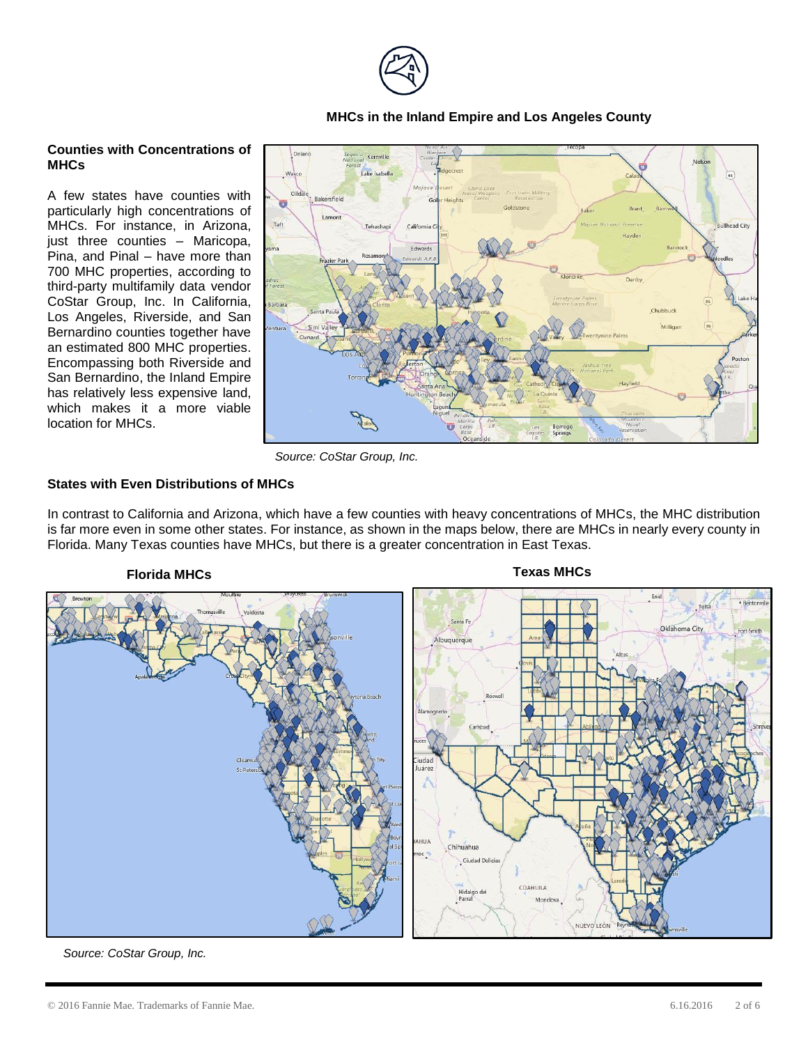**MHCs in the Inland Empire and Los Angeles County**

**Counties with Concentrations of MHCs**

A few states have counties with particularly high concentrations of MHCs. For instance, in Arizona, just three counties – Maricopa, Pina, and Pinal – have more than 700 MHC properties, according to third-party multifamily data vendor CoStar Group, Inc. In California, Los Angeles, Riverside, and San Bernardino counties together have an estimated 800 MHC properties. Encompassing both Riverside and San Bernardino, the Inland Empire has relatively less expensive land, which makes it a more viable location for MHCs.

*Source: CoStar Group, Inc.*

**States with Even Distributions of MHCs**

In contrast to California and Arizona, which have a few counties with heavy concentrations of MHCs, the MHC distribution is far more even in some other states. For instance, as shown in the maps below, there are MHCs in nearly every county in Florida. Many Texas counties have MHCs, but there is a greater concentration in East Texas.

**Florida MHCs**

**Texas MHCs**

*Source: CoStar Group, Inc.*

© 2016 Fannie Mae. Trademarks of Fannie Mae.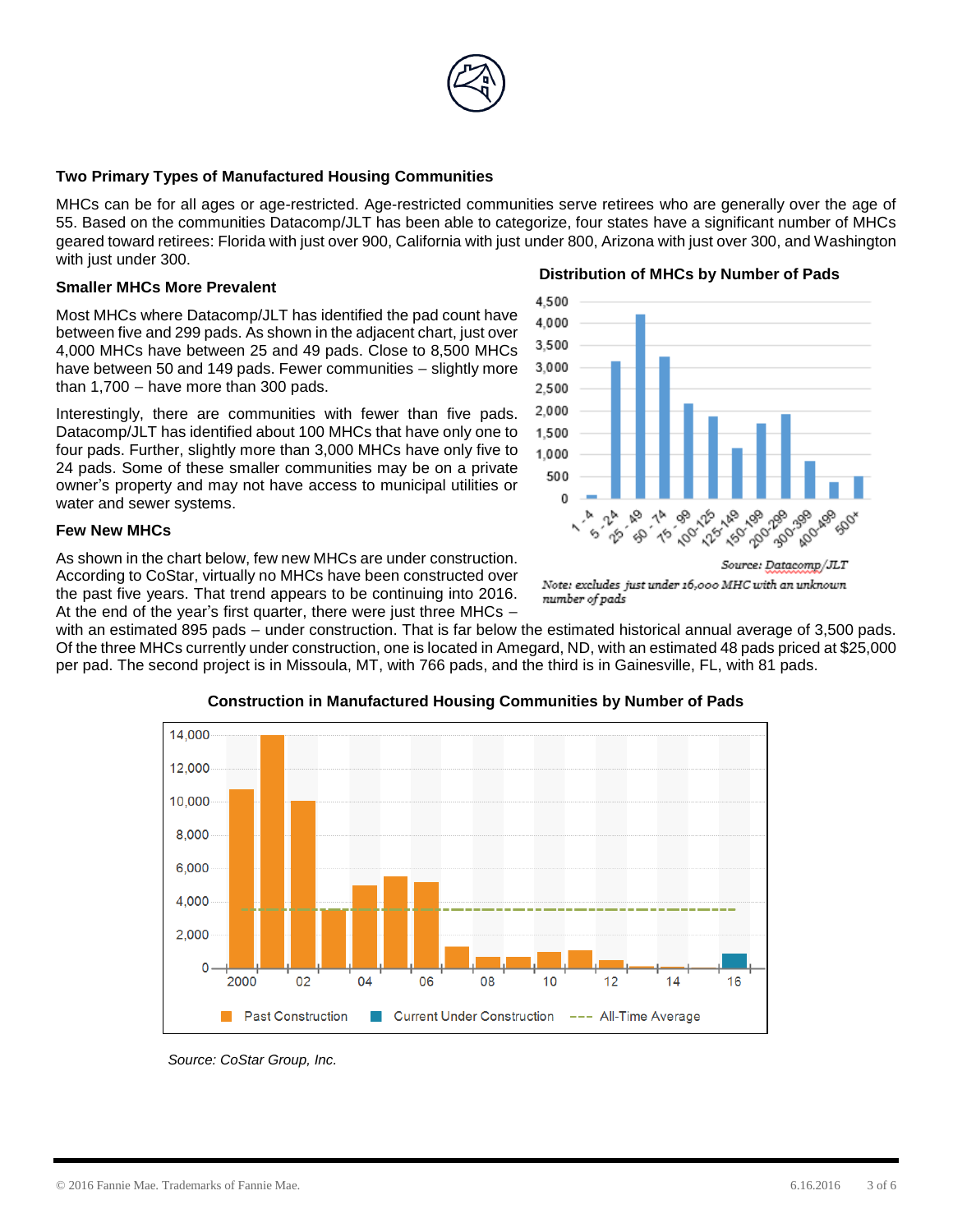## Two Primary Types of Manufactured Housing Communities

MHCs can be for all ages or age-restricted. Age-restricted communities serve retirees who are generally over the age of 55. Based on the communities Datacomp/JLT has been able to categorize, four states have a significant number of MHCs geared toward retirees: Florida with just over 900, California with just under 800, Arizona with just over 300, and Washington with just under 300.

### Smaller MHCs More Prevalent

Most MHCs where Datacomp/JLT has identified the pad count have between five and 299 pads. As shown in the adjacent chart, just over 4,000 MHCs have between 25 and 49 pads. Close to 8,500 MHCs have between 50 and 149 pads. Fewer communities – slightly more than 1,700 – have more than 300 pads.

Interestingly, there are communities with fewer than five pads. Datacomp/JLT has identified about 100 MHCs that have only one to four pads. Further, slightly more than 3,000 MHCs have only five to 24 pads. Some of these smaller communities may be on a private owner's property and may not have access to municipal utilities or water and sewer systems.

**Distribution of MHCs by Number of Pads**

*Source: Datacomp/JLT*

*Note: excludes just under 16,000 MHC with an unknown number of pads*

### Few New MHCs

As shown in the chart below, few new MHCs are under construction. According to CoStar, virtually no MHCs have been constructed over the past five years. That trend appears to be continuing into 2016. At the end of the year's first quarter, there were just three MHCs – with an estimated 895 pads – under construction. That is far below the estimated historical annual average of 3,500 pads. Of the three MHCs currently under construction, one is located in Amegard, ND, with an estimated 48 pads priced at $25,000 per pad. The second project is in Missoula, MT, with 766 pads, and the third is in Gainesville, FL, with 81 pads.

**Construction in Manufactured Housing Communities by Number of Pads**

*Source: CoStar Group, Inc.*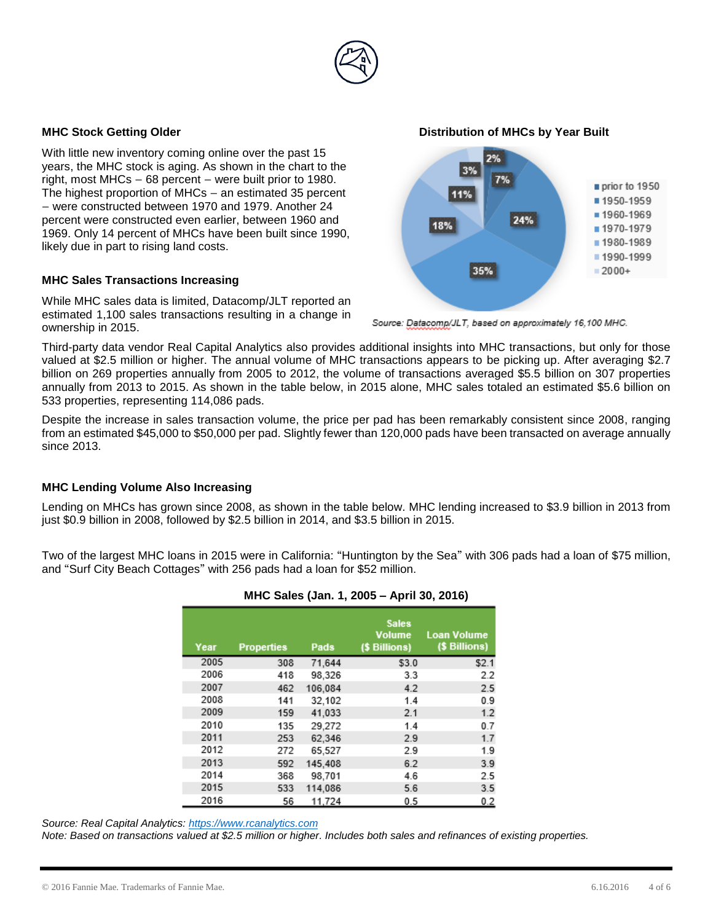## MHC Stock Getting Older

With little new inventory coming online over the past 15 years, the MHC stock is aging. As shown in the chart to the right, most MHCs – 68 percent – were built prior to 1980. The highest proportion of MHCs – an estimated 35 percent – were constructed between 1970 and 1979. Another 24 percent were constructed even earlier, between 1960 and 1969. Only 14 percent of MHCs have been built since 1990, likely due in part to rising land costs.

**Distribution of MHCs by Year Built**

| Year Built | Share |
|---|---|
| prior to 1950 | 2% |
| 1950-1959 | 7% |
| 1960-1969 | 24% |
| 1970-1979 | 35% |
| 1980-1989 | 18% |
| 1990-1999 | 11% |
| 2000+ | 3% |

*Source: Datacomp/JLT, based on approximately 16,100 MHC.*

## MHC Sales Transactions Increasing

While MHC sales data is limited, Datacomp/JLT reported an estimated 1,100 sales transactions resulting in a change in ownership in 2015.

Third-party data vendor Real Capital Analytics also provides additional insights into MHC transactions, but only for those valued at $2.5 million or higher. The annual volume of MHC transactions appears to be picking up. After averaging $2.7 billion on 269 properties annually from 2005 to 2012, the volume of transactions averaged $5.5 billion on 307 properties annually from 2013 to 2015. As shown in the table below, in 2015 alone, MHC sales totaled an estimated $5.6 billion on 533 properties, representing 114,086 pads.

Despite the increase in sales transaction volume, the price per pad has been remarkably consistent since 2008, ranging from an estimated $45,000 to $50,000 per pad. Slightly fewer than 120,000 pads have been transacted on average annually since 2013.

## MHC Lending Volume Also Increasing

Lending on MHCs has grown since 2008, as shown in the table below. MHC lending increased to $3.9 billion in 2013 from just $0.9 billion in 2008, followed by $2.5 billion in 2014, and $3.5 billion in 2015.

Two of the largest MHC loans in 2015 were in California: "Huntington by the Sea" with 306 pads had a loan of $75 million, and "Surf City Beach Cottages" with 256 pads had a loan for $52 million.

**MHC Sales (Jan. 1, 2005 – April 30, 2016)**

| Year | Properties | Pads | Sales Volume ($ Billions) | Loan Volume ($ Billions) |
|---|---|---|---|---|
| 2005 | 308 | 71,644 | $3.0 | $2.1 |
| 2006 | 418 | 98,326 | 3.3 | 2.2 |
| 2007 | 462 | 106,084 | 4.2 | 2.5 |
| 2008 | 141 | 32,102 | 1.4 | 0.9 |
| 2009 | 159 | 41,033 | 2.1 | 1.2 |
| 2010 | 135 | 29,272 | 1.4 | 0.7 |
| 2011 | 253 | 62,346 | 2.9 | 1.7 |
| 2012 | 272 | 65,527 | 2.9 | 1.9 |
| 2013 | 592 | 145,408 | 6.2 | 3.9 |
| 2014 | 368 | 98,701 | 4.6 | 2.5 |
| 2015 | 533 | 114,086 | 5.6 | 3.5 |
| 2016 | 56 | 11,724 | 0.5 | 0.2 |

*Source: Real Capital Analytics: https://www.rcanalytics.com*
*Note: Based on transactions valued at $2.5 million or higher. Includes both sales and refinances of existing properties.*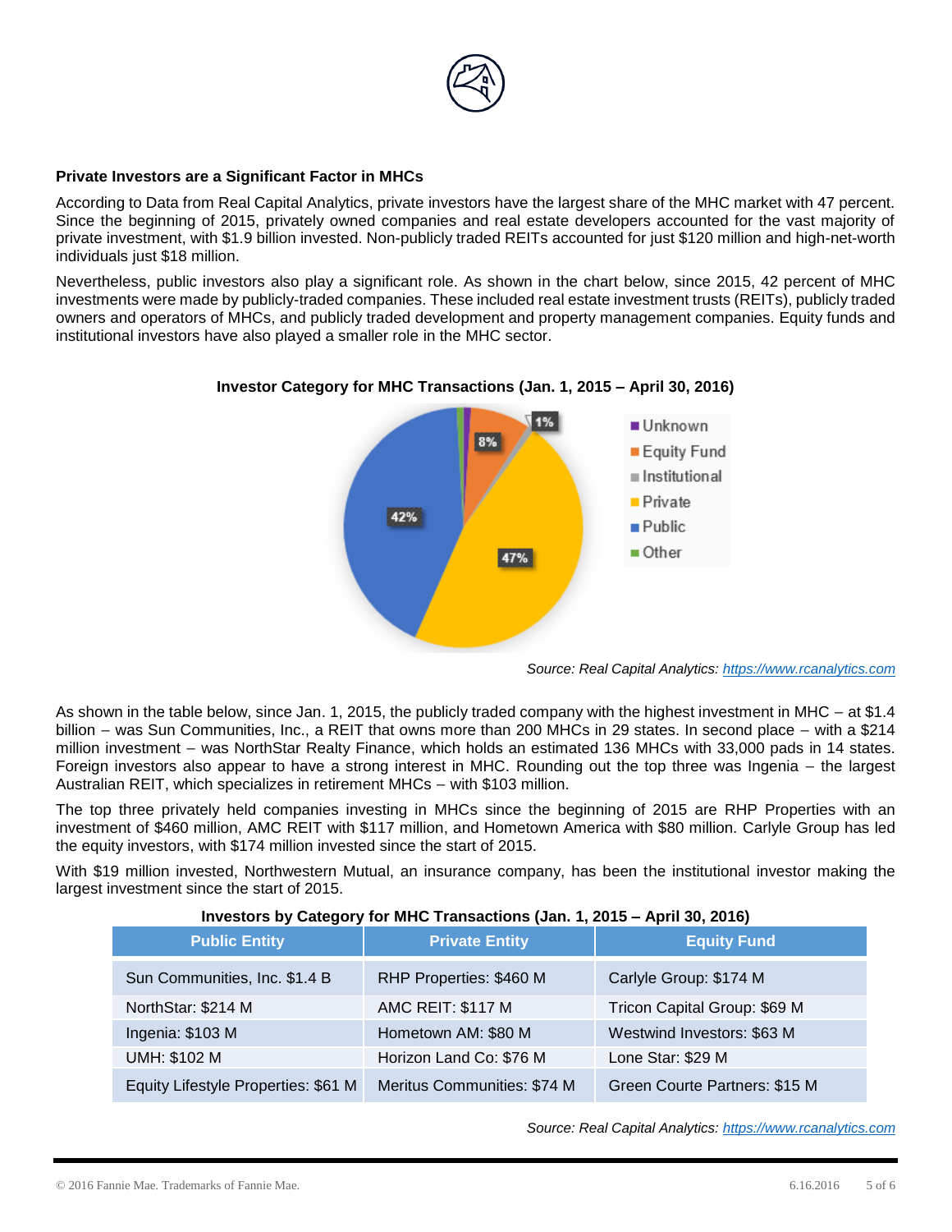**Private Investors are a Significant Factor in MHCs**

According to Data from Real Capital Analytics, private investors have the largest share of the MHC market with 47 percent. Since the beginning of 2015, privately owned companies and real estate developers accounted for the vast majority of private investment, with $1.9 billion invested. Non-publicly traded REITs accounted for just $120 million and high-net-worth individuals just $18 million.

Nevertheless, public investors also play a significant role. As shown in the chart below, since 2015, 42 percent of MHC investments were made by publicly-traded companies. These included real estate investment trusts (REITs), publicly traded owners and operators of MHCs, and publicly traded development and property management companies. Equity funds and institutional investors have also played a smaller role in the MHC sector.

**Investor Category for MHC Transactions (Jan. 1, 2015 – April 30, 2016)**

| Category | Share |
|---|---|
| Unknown | |
| Equity Fund | 8% |
| Institutional | 1% |
| Private | 47% |
| Public | 42% |
| Other | |

*Source: Real Capital Analytics: https://www.rcanalytics.com*

As shown in the table below, since Jan. 1, 2015, the publicly traded company with the highest investment in MHC – at $1.4 billion – was Sun Communities, Inc., a REIT that owns more than 200 MHCs in 29 states. In second place – with a $214 million investment – was NorthStar Realty Finance, which holds an estimated 136 MHCs with 33,000 pads in 14 states. Foreign investors also appear to have a strong interest in MHC. Rounding out the top three was Ingenia – the largest Australian REIT, which specializes in retirement MHCs – with $103 million.

The top three privately held companies investing in MHCs since the beginning of 2015 are RHP Properties with an investment of $460 million, AMC REIT with $117 million, and Hometown America with $80 million. Carlyle Group has led the equity investors, with $174 million invested since the start of 2015.

With $19 million invested, Northwestern Mutual, an insurance company, has been the institutional investor making the largest investment since the start of 2015.

**Investors by Category for MHC Transactions (Jan. 1, 2015 – April 30, 2016)**

| Public Entity | Private Entity | Equity Fund |
|---|---|---|
| Sun Communities, Inc. $1.4 B | RHP Properties: $460 M | Carlyle Group: $174 M |
| NorthStar: $214 M | AMC REIT: $117 M | Tricon Capital Group: $69 M |
| Ingenia: $103 M | Hometown AM: $80 M | Westwind Investors: $63 M |
| UMH: $102 M | Horizon Land Co: $76 M | Lone Star: $29 M |
| Equity Lifestyle Properties: $61 M | Meritus Communities: $74 M | Green Courte Partners: $15 M |

*Source: Real Capital Analytics: https://www.rcanalytics.com*

© 2016 Fannie Mae. Trademarks of Fannie Mae.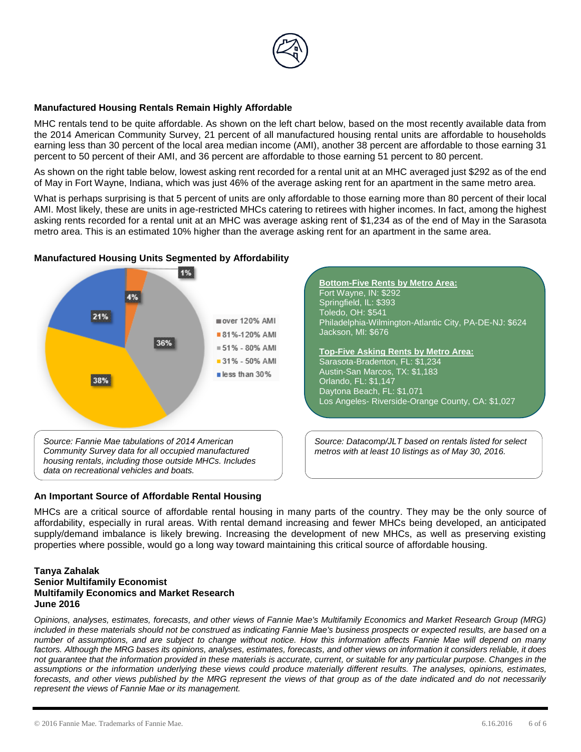## Manufactured Housing Rentals Remain Highly Affordable

MHC rentals tend to be quite affordable. As shown on the left chart below, based on the most recently available data from the 2014 American Community Survey, 21 percent of all manufactured housing rental units are affordable to households earning less than 30 percent of the local area median income (AMI), another 38 percent are affordable to those earning 31 percent to 50 percent of their AMI, and 36 percent are affordable to those earning 51 percent to 80 percent.

As shown on the right table below, lowest asking rent recorded for a rental unit at an MHC averaged just $292 as of the end of May in Fort Wayne, Indiana, which was just 46% of the average asking rent for an apartment in the same metro area.

What is perhaps surprising is that 5 percent of units are only affordable to those earning more than 80 percent of their local AMI. Most likely, these are units in age-restricted MHCs catering to retirees with higher incomes. In fact, among the highest asking rents recorded for a rental unit at an MHC was average asking rent of $1,234 as of the end of May in the Sarasota metro area. This is an estimated 10% higher than the average asking rent for an apartment in the same area.

### Manufactured Housing Units Segmented by Affordability

1%
4%
21%
36%
38%

over 120% AMI
81%-120% AMI
51% - 80% AMI
31% - 50% AMI
less than 30%

*Source: Fannie Mae tabulations of 2014 American Community Survey data for all occupied manufactured housing rentals, including those outside MHCs. Includes data on recreational vehicles and boats.*

**Bottom-Five Rents by Metro Area:**
Fort Wayne, IN: $292
Springfield, IL: $393
Toledo, OH: $541
Philadelphia-Wilmington-Atlantic City, PA-DE-NJ: $624
Jackson, MI: $676

**Top-Five Asking Rents by Metro Area:**
Sarasota-Bradenton, FL: $1,234
Austin-San Marcos, TX: $1,183
Orlando, FL: $1,147
Daytona Beach, FL: $1,071
Los Angeles- Riverside-Orange County, CA: $1,027

*Source: Datacomp/JLT based on rentals listed for select metros with at least 10 listings as of May 30, 2016.*

## An Important Source of Affordable Rental Housing

MHCs are a critical source of affordable rental housing in many parts of the country. They may be the only source of affordability, especially in rural areas. With rental demand increasing and fewer MHCs being developed, an anticipated supply/demand imbalance is likely brewing. Increasing the development of new MHCs, as well as preserving existing properties where possible, would go a long way toward maintaining this critical source of affordable housing.

**Tanya Zahalak**
**Senior Multifamily Economist**
**Multifamily Economics and Market Research**
**June 2016**

*Opinions, analyses, estimates, forecasts, and other views of Fannie Mae's Multifamily Economics and Market Research Group (MRG) included in these materials should not be construed as indicating Fannie Mae's business prospects or expected results, are based on a number of assumptions, and are subject to change without notice. How this information affects Fannie Mae will depend on many factors. Although the MRG bases its opinions, analyses, estimates, forecasts, and other views on information it considers reliable, it does not guarantee that the information provided in these materials is accurate, current, or suitable for any particular purpose. Changes in the assumptions or the information underlying these views could produce materially different results. The analyses, opinions, estimates, forecasts, and other views published by the MRG represent the views of that group as of the date indicated and do not necessarily represent the views of Fannie Mae or its management.*

© 2016 Fannie Mae. Trademarks of Fannie Mae. 6.16.2016